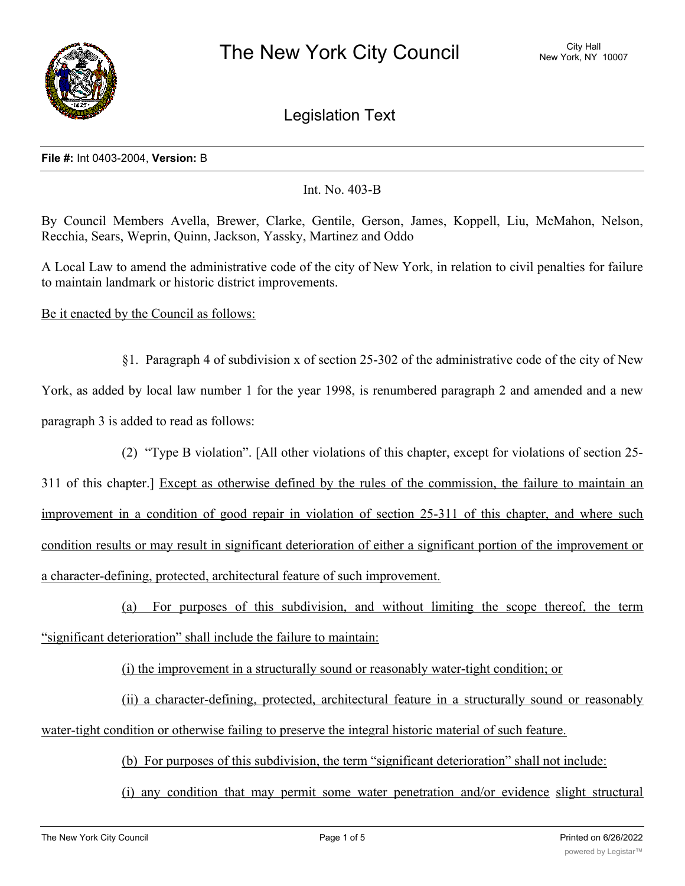# The New York City Council

City Hall
New York, NY 10007

## Legislation Text

**File #:** Int 0403-2004, **Version:** B

Int. No. 403-B

By Council Members Avella, Brewer, Clarke, Gentile, Gerson, James, Koppell, Liu, McMahon, Nelson, Recchia, Sears, Weprin, Quinn, Jackson, Yassky, Martinez and Oddo

A Local Law to amend the administrative code of the city of New York, in relation to civil penalties for failure to maintain landmark or historic district improvements.

Be it enacted by the Council as follows:

§1. Paragraph 4 of subdivision x of section 25-302 of the administrative code of the city of New York, as added by local law number 1 for the year 1998, is renumbered paragraph 2 and amended and a new paragraph 3 is added to read as follows:

(2) "Type B violation". [All other violations of this chapter, except for violations of section 25-311 of this chapter.] Except as otherwise defined by the rules of the commission, the failure to maintain an improvement in a condition of good repair in violation of section 25-311 of this chapter, and where such condition results or may result in significant deterioration of either a significant portion of the improvement or a character-defining, protected, architectural feature of such improvement.

(a) For purposes of this subdivision, and without limiting the scope thereof, the term "significant deterioration" shall include the failure to maintain:

(i) the improvement in a structurally sound or reasonably water-tight condition; or

(ii) a character-defining, protected, architectural feature in a structurally sound or reasonably water-tight condition or otherwise failing to preserve the integral historic material of such feature.

(b) For purposes of this subdivision, the term "significant deterioration" shall not include:

(i) any condition that may permit some water penetration and/or evidence slight structural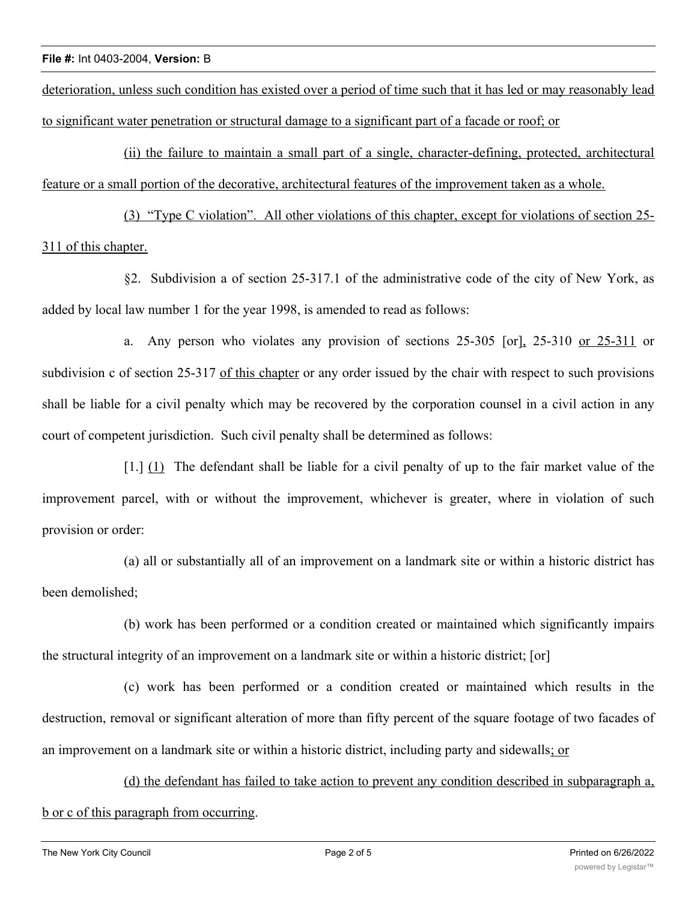deterioration, unless such condition has existed over a period of time such that it has led or may reasonably lead to significant water penetration or structural damage to a significant part of a facade or roof; or

(ii) the failure to maintain a small part of a single, character-defining, protected, architectural feature or a small portion of the decorative, architectural features of the improvement taken as a whole.

(3) "Type C violation". All other violations of this chapter, except for violations of section 25-311 of this chapter.

§2. Subdivision a of section 25-317.1 of the administrative code of the city of New York, as added by local law number 1 for the year 1998, is amended to read as follows:

a. Any person who violates any provision of sections 25-305 [or], 25-310 or 25-311 or subdivision c of section 25-317 of this chapter or any order issued by the chair with respect to such provisions shall be liable for a civil penalty which may be recovered by the corporation counsel in a civil action in any court of competent jurisdiction. Such civil penalty shall be determined as follows:

[1.] (1) The defendant shall be liable for a civil penalty of up to the fair market value of the improvement parcel, with or without the improvement, whichever is greater, where in violation of such provision or order:

(a) all or substantially all of an improvement on a landmark site or within a historic district has been demolished;

(b) work has been performed or a condition created or maintained which significantly impairs the structural integrity of an improvement on a landmark site or within a historic district; [or]

(c) work has been performed or a condition created or maintained which results in the destruction, removal or significant alteration of more than fifty percent of the square footage of two facades of an improvement on a landmark site or within a historic district, including party and sidewalls; or

(d) the defendant has failed to take action to prevent any condition described in subparagraph a, b or c of this paragraph from occurring.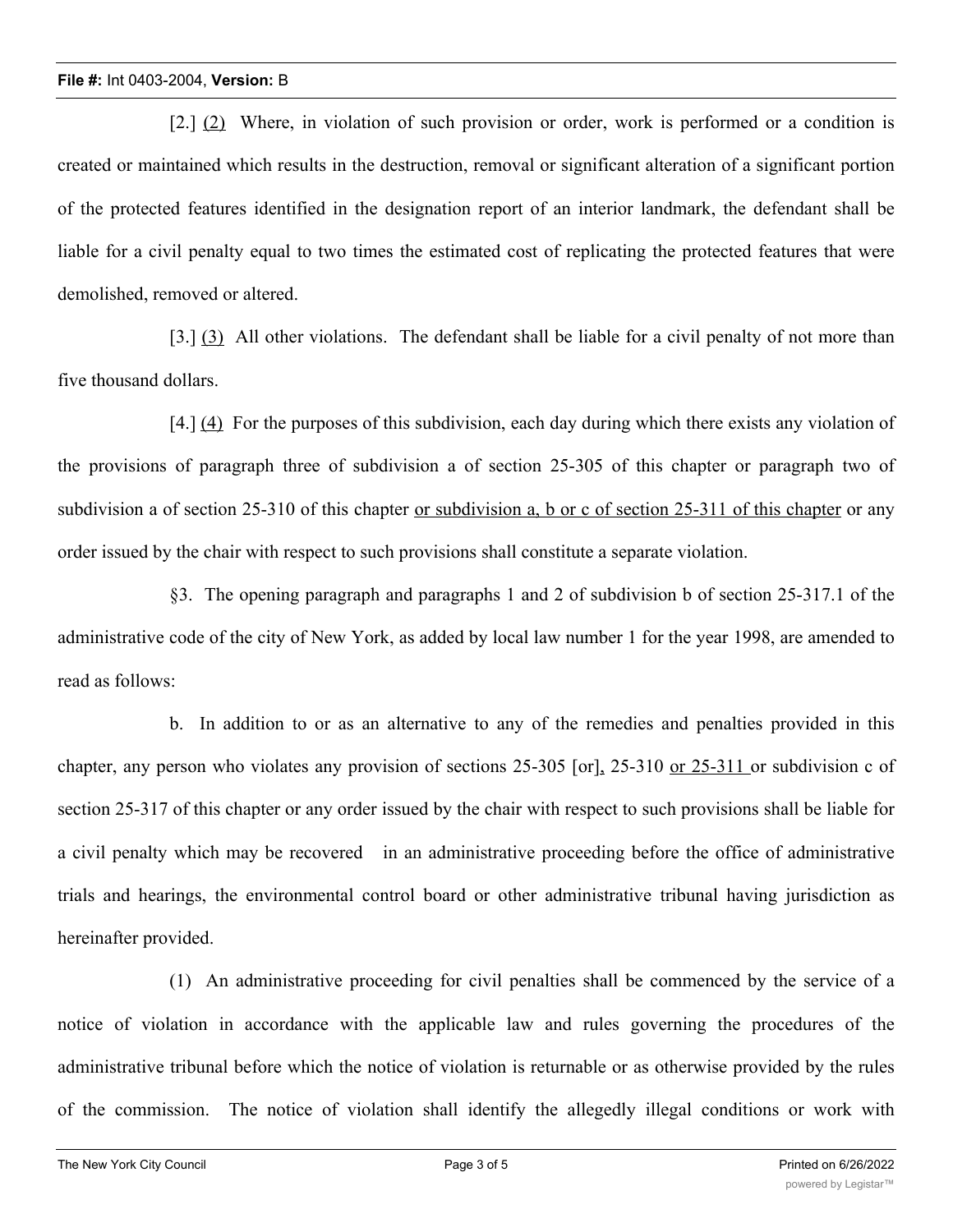[2.] (2) Where, in violation of such provision or order, work is performed or a condition is created or maintained which results in the destruction, removal or significant alteration of a significant portion of the protected features identified in the designation report of an interior landmark, the defendant shall be liable for a civil penalty equal to two times the estimated cost of replicating the protected features that were demolished, removed or altered.

[3.] (3) All other violations. The defendant shall be liable for a civil penalty of not more than five thousand dollars.

[4.] (4) For the purposes of this subdivision, each day during which there exists any violation of the provisions of paragraph three of subdivision a of section 25-305 of this chapter or paragraph two of subdivision a of section 25-310 of this chapter or subdivision a, b or c of section 25-311 of this chapter or any order issued by the chair with respect to such provisions shall constitute a separate violation.

§3. The opening paragraph and paragraphs 1 and 2 of subdivision b of section 25-317.1 of the administrative code of the city of New York, as added by local law number 1 for the year 1998, are amended to read as follows:

b. In addition to or as an alternative to any of the remedies and penalties provided in this chapter, any person who violates any provision of sections 25-305 [or], 25-310 or 25-311 or subdivision c of section 25-317 of this chapter or any order issued by the chair with respect to such provisions shall be liable for a civil penalty which may be recovered in an administrative proceeding before the office of administrative trials and hearings, the environmental control board or other administrative tribunal having jurisdiction as hereinafter provided.

(1) An administrative proceeding for civil penalties shall be commenced by the service of a notice of violation in accordance with the applicable law and rules governing the procedures of the administrative tribunal before which the notice of violation is returnable or as otherwise provided by the rules of the commission. The notice of violation shall identify the allegedly illegal conditions or work with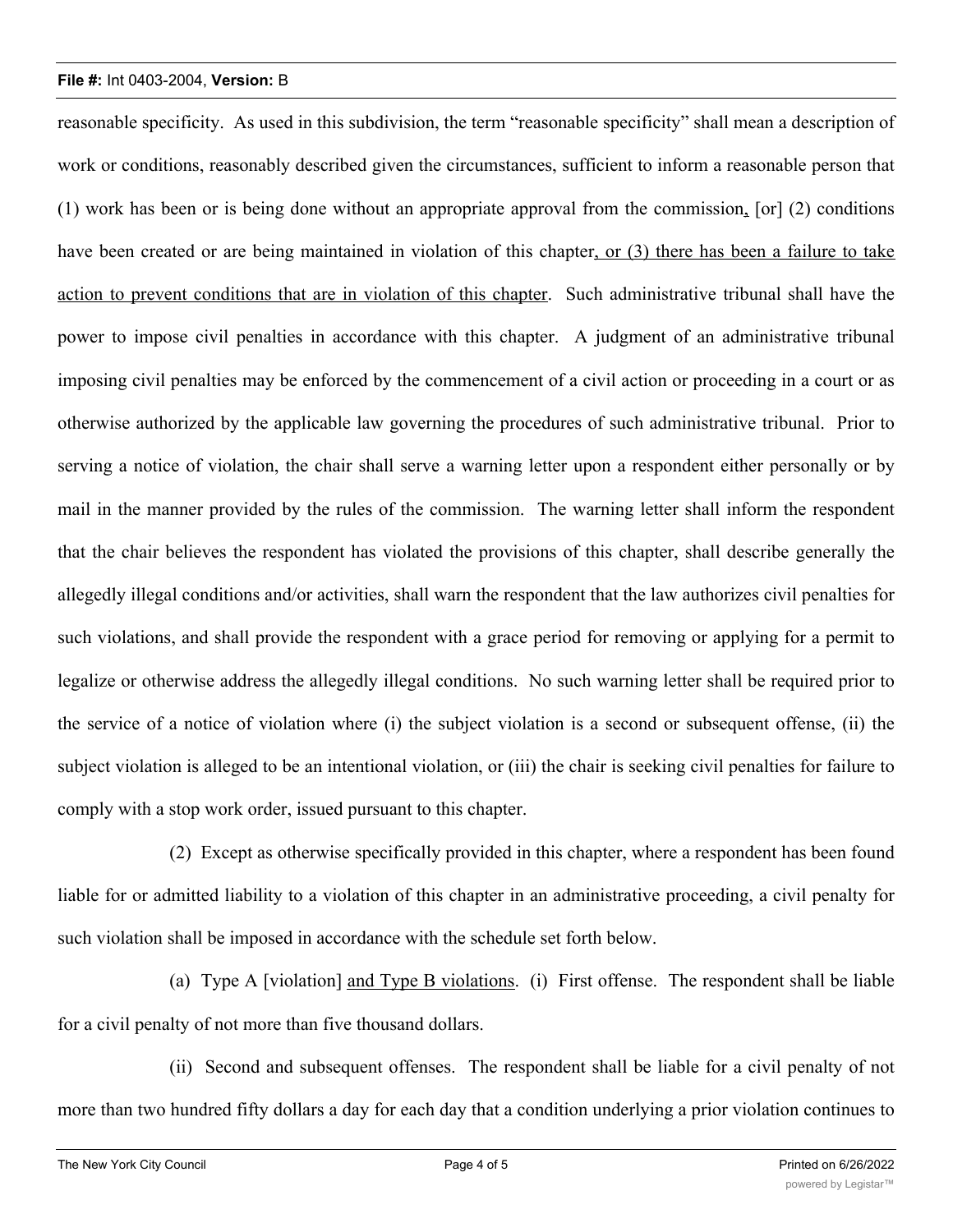reasonable specificity. As used in this subdivision, the term "reasonable specificity" shall mean a description of work or conditions, reasonably described given the circumstances, sufficient to inform a reasonable person that (1) work has been or is being done without an appropriate approval from the commission, [or] (2) conditions have been created or are being maintained in violation of this chapter, or (3) there has been a failure to take action to prevent conditions that are in violation of this chapter. Such administrative tribunal shall have the power to impose civil penalties in accordance with this chapter. A judgment of an administrative tribunal imposing civil penalties may be enforced by the commencement of a civil action or proceeding in a court or as otherwise authorized by the applicable law governing the procedures of such administrative tribunal. Prior to serving a notice of violation, the chair shall serve a warning letter upon a respondent either personally or by mail in the manner provided by the rules of the commission. The warning letter shall inform the respondent that the chair believes the respondent has violated the provisions of this chapter, shall describe generally the allegedly illegal conditions and/or activities, shall warn the respondent that the law authorizes civil penalties for such violations, and shall provide the respondent with a grace period for removing or applying for a permit to legalize or otherwise address the allegedly illegal conditions. No such warning letter shall be required prior to the service of a notice of violation where (i) the subject violation is a second or subsequent offense, (ii) the subject violation is alleged to be an intentional violation, or (iii) the chair is seeking civil penalties for failure to comply with a stop work order, issued pursuant to this chapter.

(2) Except as otherwise specifically provided in this chapter, where a respondent has been found liable for or admitted liability to a violation of this chapter in an administrative proceeding, a civil penalty for such violation shall be imposed in accordance with the schedule set forth below.

(a) Type A [violation] and Type B violations. (i) First offense. The respondent shall be liable for a civil penalty of not more than five thousand dollars.

(ii) Second and subsequent offenses. The respondent shall be liable for a civil penalty of not more than two hundred fifty dollars a day for each day that a condition underlying a prior violation continues to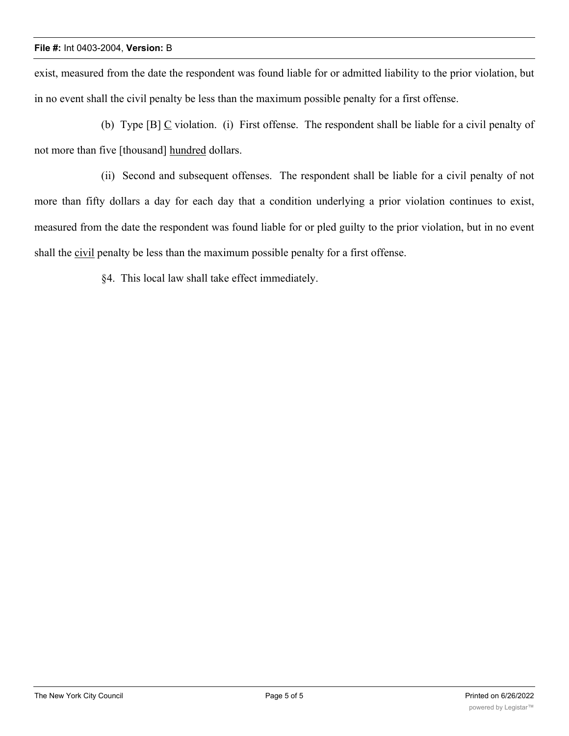exist, measured from the date the respondent was found liable for or admitted liability to the prior violation, but in no event shall the civil penalty be less than the maximum possible penalty for a first offense.

(b) Type [B] <u>C</u> violation. (i) First offense. The respondent shall be liable for a civil penalty of not more than five [thousand] <u>hundred</u> dollars.

(ii) Second and subsequent offenses. The respondent shall be liable for a civil penalty of not more than fifty dollars a day for each day that a condition underlying a prior violation continues to exist, measured from the date the respondent was found liable for or pled guilty to the prior violation, but in no event shall the <u>civil</u> penalty be less than the maximum possible penalty for a first offense.

§4. This local law shall take effect immediately.